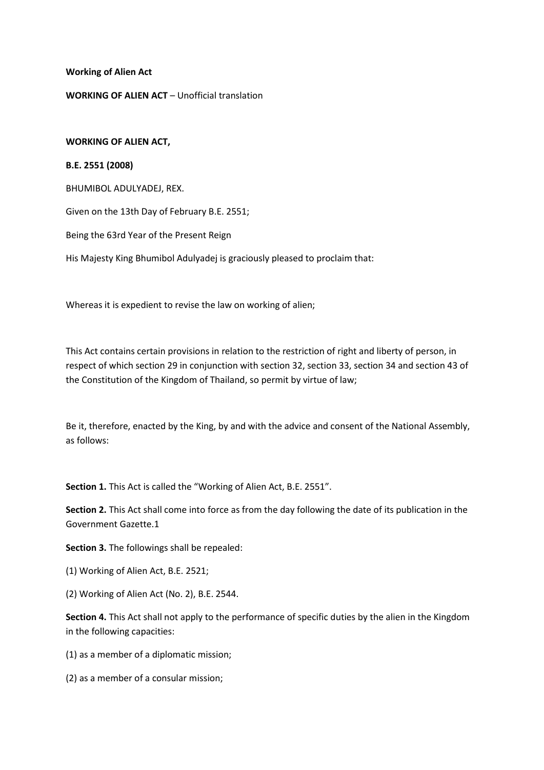**Working of Alien Act**

**WORKING OF ALIEN ACT** – Unofficial translation

**WORKING OF ALIEN ACT,**

**B.E. 2551 (2008)**

BHUMIBOL ADULYADEJ, REX.

Given on the 13th Day of February B.E. 2551;

Being the 63rd Year of the Present Reign

His Majesty King Bhumibol Adulyadej is graciously pleased to proclaim that:

Whereas it is expedient to revise the law on working of alien;

This Act contains certain provisions in relation to the restriction of right and liberty of person, in respect of which section 29 in conjunction with section 32, section 33, section 34 and section 43 of the Constitution of the Kingdom of Thailand, so permit by virtue of law;

Be it, therefore, enacted by the King, by and with the advice and consent of the National Assembly, as follows:

**Section 1.** This Act is called the "Working of Alien Act, B.E. 2551".

**Section 2.** This Act shall come into force as from the day following the date of its publication in the Government Gazette.[1]

**Section 3.** The followings shall be repealed:

(1) Working of Alien Act, B.E. 2521;

(2) Working of Alien Act (No. 2), B.E. 2544.

**Section 4.** This Act shall not apply to the performance of specific duties by the alien in the Kingdom in the following capacities:

(1) as a member of a diplomatic mission;

(2) as a member of a consular mission;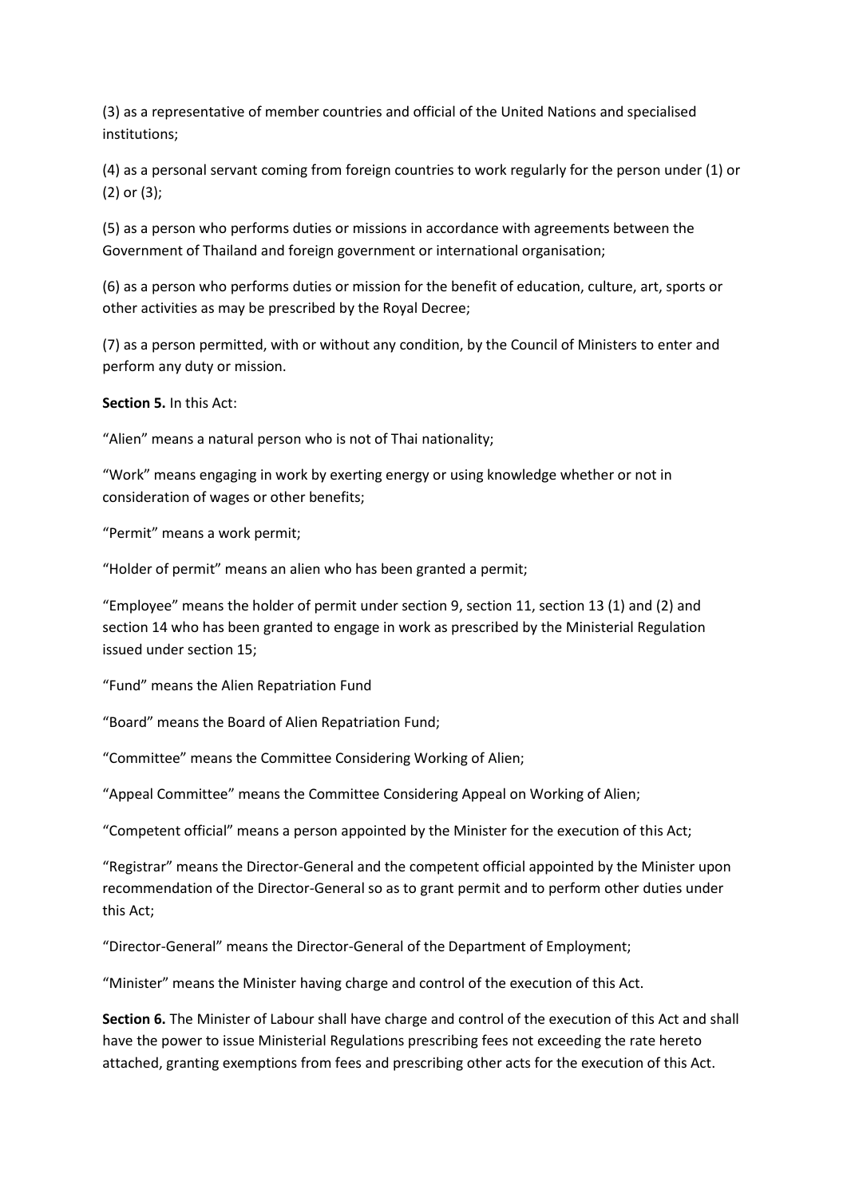(3) as a representative of member countries and official of the United Nations and specialised institutions;

(4) as a personal servant coming from foreign countries to work regularly for the person under (1) or (2) or (3);

(5) as a person who performs duties or missions in accordance with agreements between the Government of Thailand and foreign government or international organisation;

(6) as a person who performs duties or mission for the benefit of education, culture, art, sports or other activities as may be prescribed by the Royal Decree;

(7) as a person permitted, with or without any condition, by the Council of Ministers to enter and perform any duty or mission.

**Section 5.** In this Act:

"Alien" means a natural person who is not of Thai nationality;

"Work" means engaging in work by exerting energy or using knowledge whether or not in consideration of wages or other benefits;

"Permit" means a work permit;

"Holder of permit" means an alien who has been granted a permit;

"Employee" means the holder of permit under section 9, section 11, section 13 (1) and (2) and section 14 who has been granted to engage in work as prescribed by the Ministerial Regulation issued under section 15;

"Fund" means the Alien Repatriation Fund

"Board" means the Board of Alien Repatriation Fund;

"Committee" means the Committee Considering Working of Alien;

"Appeal Committee" means the Committee Considering Appeal on Working of Alien;

"Competent official" means a person appointed by the Minister for the execution of this Act;

"Registrar" means the Director-General and the competent official appointed by the Minister upon recommendation of the Director-General so as to grant permit and to perform other duties under this Act;

"Director-General" means the Director-General of the Department of Employment;

"Minister" means the Minister having charge and control of the execution of this Act.

**Section 6.** The Minister of Labour shall have charge and control of the execution of this Act and shall have the power to issue Ministerial Regulations prescribing fees not exceeding the rate hereto attached, granting exemptions from fees and prescribing other acts for the execution of this Act.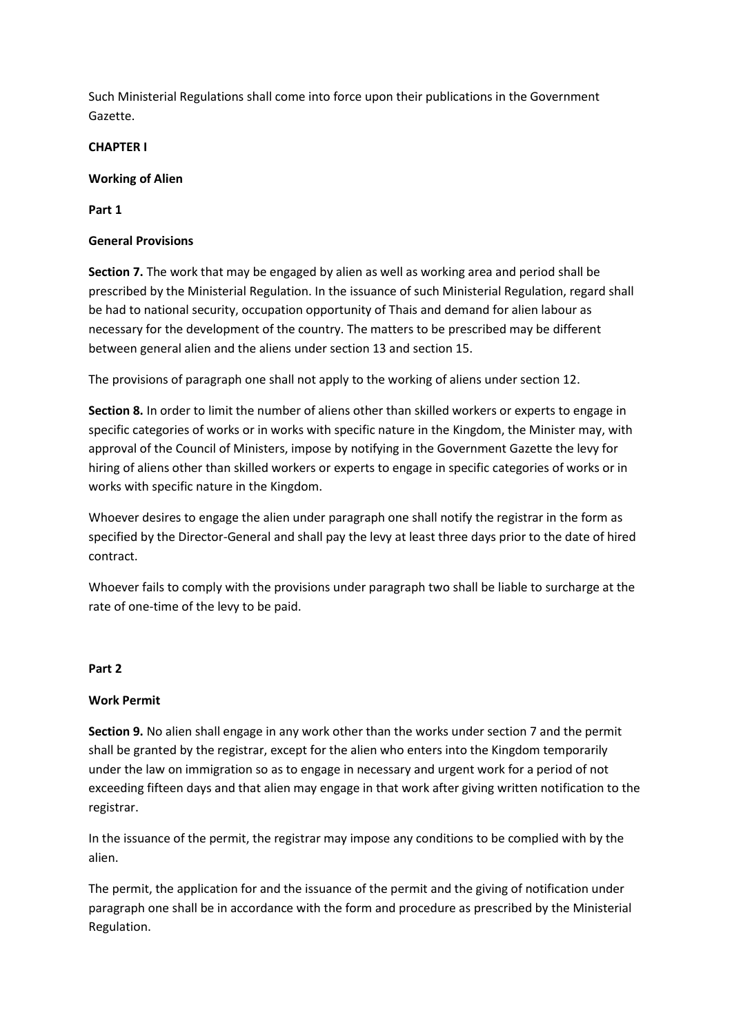Such Ministerial Regulations shall come into force upon their publications in the Government Gazette.

## CHAPTER I

## Working of Alien

### Part 1

### General Provisions

**Section 7.** The work that may be engaged by alien as well as working area and period shall be prescribed by the Ministerial Regulation. In the issuance of such Ministerial Regulation, regard shall be had to national security, occupation opportunity of Thais and demand for alien labour as necessary for the development of the country. The matters to be prescribed may be different between general alien and the aliens under section 13 and section 15.

The provisions of paragraph one shall not apply to the working of aliens under section 12.

**Section 8.** In order to limit the number of aliens other than skilled workers or experts to engage in specific categories of works or in works with specific nature in the Kingdom, the Minister may, with approval of the Council of Ministers, impose by notifying in the Government Gazette the levy for hiring of aliens other than skilled workers or experts to engage in specific categories of works or in works with specific nature in the Kingdom.

Whoever desires to engage the alien under paragraph one shall notify the registrar in the form as specified by the Director-General and shall pay the levy at least three days prior to the date of hired contract.

Whoever fails to comply with the provisions under paragraph two shall be liable to surcharge at the rate of one-time of the levy to be paid.

### Part 2

### Work Permit

**Section 9.** No alien shall engage in any work other than the works under section 7 and the permit shall be granted by the registrar, except for the alien who enters into the Kingdom temporarily under the law on immigration so as to engage in necessary and urgent work for a period of not exceeding fifteen days and that alien may engage in that work after giving written notification to the registrar.

In the issuance of the permit, the registrar may impose any conditions to be complied with by the alien.

The permit, the application for and the issuance of the permit and the giving of notification under paragraph one shall be in accordance with the form and procedure as prescribed by the Ministerial Regulation.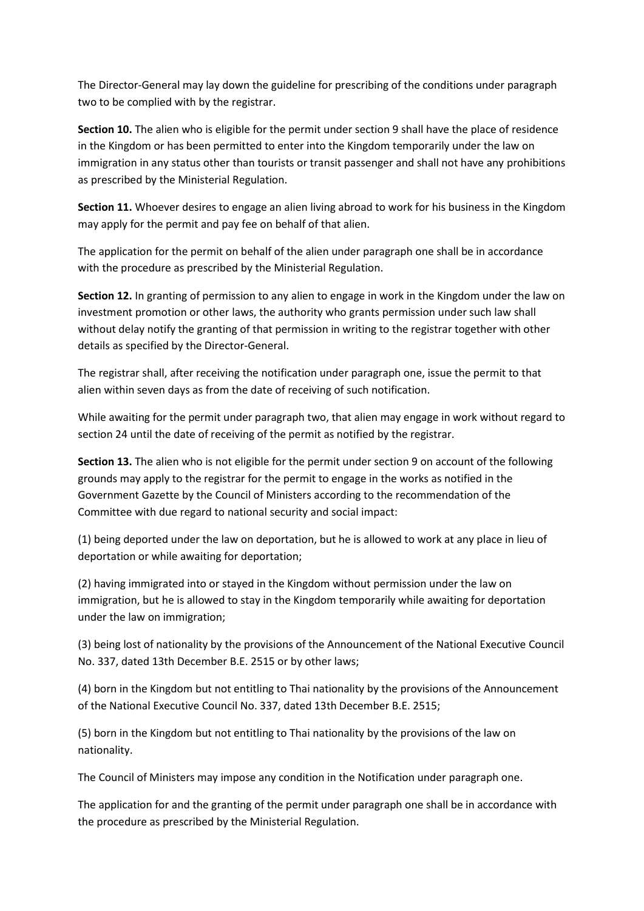The Director-General may lay down the guideline for prescribing of the conditions under paragraph two to be complied with by the registrar.

**Section 10.** The alien who is eligible for the permit under section 9 shall have the place of residence in the Kingdom or has been permitted to enter into the Kingdom temporarily under the law on immigration in any status other than tourists or transit passenger and shall not have any prohibitions as prescribed by the Ministerial Regulation.

**Section 11.** Whoever desires to engage an alien living abroad to work for his business in the Kingdom may apply for the permit and pay fee on behalf of that alien.

The application for the permit on behalf of the alien under paragraph one shall be in accordance with the procedure as prescribed by the Ministerial Regulation.

**Section 12.** In granting of permission to any alien to engage in work in the Kingdom under the law on investment promotion or other laws, the authority who grants permission under such law shall without delay notify the granting of that permission in writing to the registrar together with other details as specified by the Director-General.

The registrar shall, after receiving the notification under paragraph one, issue the permit to that alien within seven days as from the date of receiving of such notification.

While awaiting for the permit under paragraph two, that alien may engage in work without regard to section 24 until the date of receiving of the permit as notified by the registrar.

**Section 13.** The alien who is not eligible for the permit under section 9 on account of the following grounds may apply to the registrar for the permit to engage in the works as notified in the Government Gazette by the Council of Ministers according to the recommendation of the Committee with due regard to national security and social impact:

(1) being deported under the law on deportation, but he is allowed to work at any place in lieu of deportation or while awaiting for deportation;

(2) having immigrated into or stayed in the Kingdom without permission under the law on immigration, but he is allowed to stay in the Kingdom temporarily while awaiting for deportation under the law on immigration;

(3) being lost of nationality by the provisions of the Announcement of the National Executive Council No. 337, dated 13th December B.E. 2515 or by other laws;

(4) born in the Kingdom but not entitling to Thai nationality by the provisions of the Announcement of the National Executive Council No. 337, dated 13th December B.E. 2515;

(5) born in the Kingdom but not entitling to Thai nationality by the provisions of the law on nationality.

The Council of Ministers may impose any condition in the Notification under paragraph one.

The application for and the granting of the permit under paragraph one shall be in accordance with the procedure as prescribed by the Ministerial Regulation.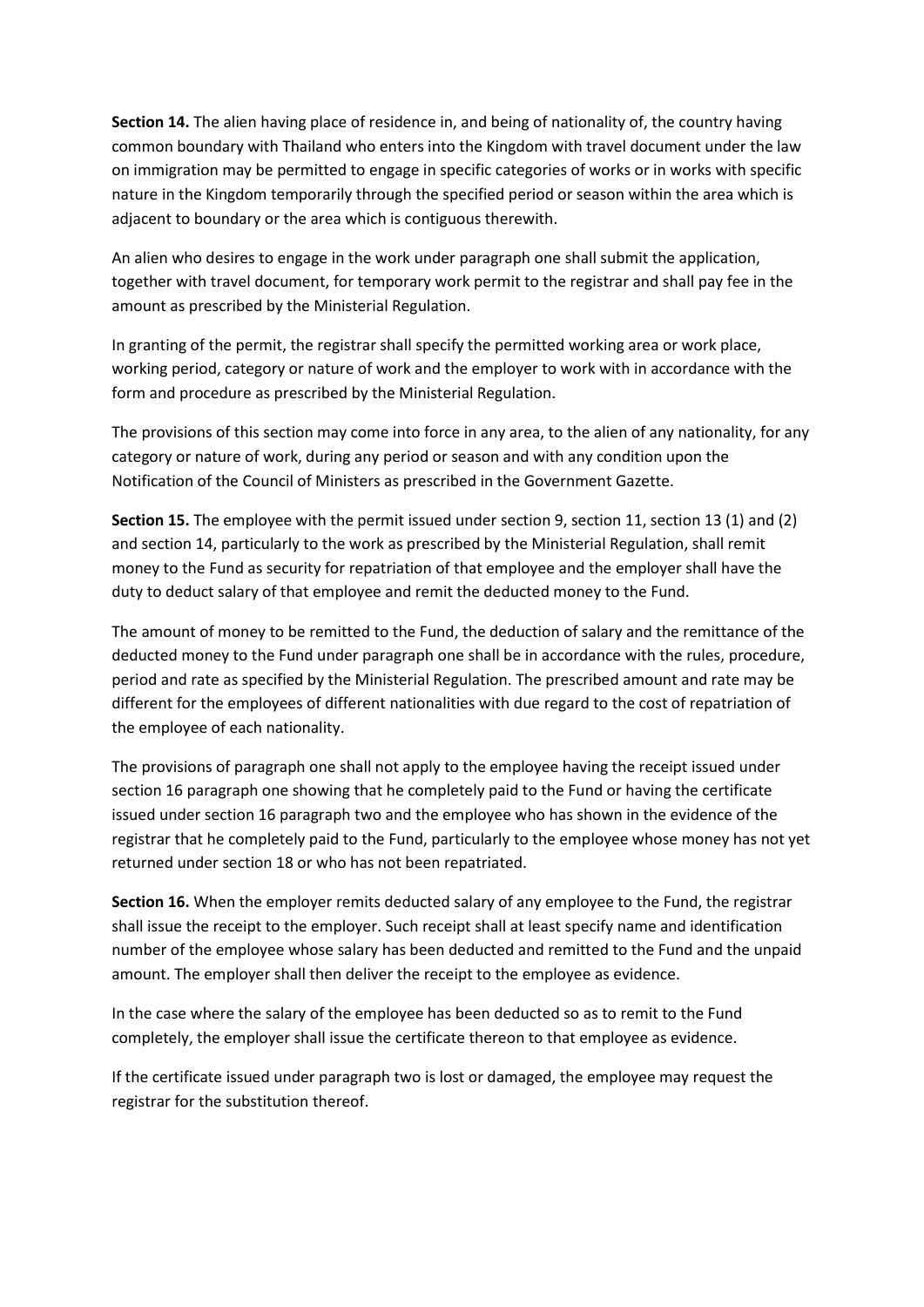**Section 14.** The alien having place of residence in, and being of nationality of, the country having common boundary with Thailand who enters into the Kingdom with travel document under the law on immigration may be permitted to engage in specific categories of works or in works with specific nature in the Kingdom temporarily through the specified period or season within the area which is adjacent to boundary or the area which is contiguous therewith.

An alien who desires to engage in the work under paragraph one shall submit the application, together with travel document, for temporary work permit to the registrar and shall pay fee in the amount as prescribed by the Ministerial Regulation.

In granting of the permit, the registrar shall specify the permitted working area or work place, working period, category or nature of work and the employer to work with in accordance with the form and procedure as prescribed by the Ministerial Regulation.

The provisions of this section may come into force in any area, to the alien of any nationality, for any category or nature of work, during any period or season and with any condition upon the Notification of the Council of Ministers as prescribed in the Government Gazette.

**Section 15.** The employee with the permit issued under section 9, section 11, section 13 (1) and (2) and section 14, particularly to the work as prescribed by the Ministerial Regulation, shall remit money to the Fund as security for repatriation of that employee and the employer shall have the duty to deduct salary of that employee and remit the deducted money to the Fund.

The amount of money to be remitted to the Fund, the deduction of salary and the remittance of the deducted money to the Fund under paragraph one shall be in accordance with the rules, procedure, period and rate as specified by the Ministerial Regulation. The prescribed amount and rate may be different for the employees of different nationalities with due regard to the cost of repatriation of the employee of each nationality.

The provisions of paragraph one shall not apply to the employee having the receipt issued under section 16 paragraph one showing that he completely paid to the Fund or having the certificate issued under section 16 paragraph two and the employee who has shown in the evidence of the registrar that he completely paid to the Fund, particularly to the employee whose money has not yet returned under section 18 or who has not been repatriated.

**Section 16.** When the employer remits deducted salary of any employee to the Fund, the registrar shall issue the receipt to the employer. Such receipt shall at least specify name and identification number of the employee whose salary has been deducted and remitted to the Fund and the unpaid amount. The employer shall then deliver the receipt to the employee as evidence.

In the case where the salary of the employee has been deducted so as to remit to the Fund completely, the employer shall issue the certificate thereon to that employee as evidence.

If the certificate issued under paragraph two is lost or damaged, the employee may request the registrar for the substitution thereof.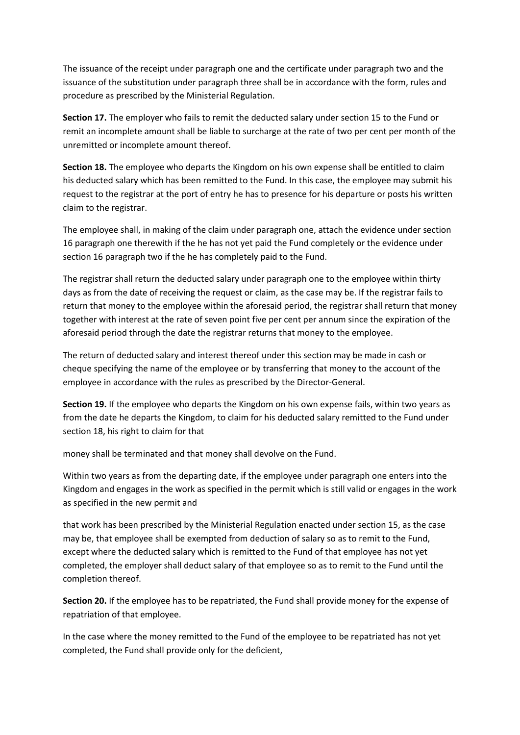The issuance of the receipt under paragraph one and the certificate under paragraph two and the issuance of the substitution under paragraph three shall be in accordance with the form, rules and procedure as prescribed by the Ministerial Regulation.

**Section 17.** The employer who fails to remit the deducted salary under section 15 to the Fund or remit an incomplete amount shall be liable to surcharge at the rate of two per cent per month of the unremitted or incomplete amount thereof.

**Section 18.** The employee who departs the Kingdom on his own expense shall be entitled to claim his deducted salary which has been remitted to the Fund. In this case, the employee may submit his request to the registrar at the port of entry he has to presence for his departure or posts his written claim to the registrar.

The employee shall, in making of the claim under paragraph one, attach the evidence under section 16 paragraph one therewith if the he has not yet paid the Fund completely or the evidence under section 16 paragraph two if the he has completely paid to the Fund.

The registrar shall return the deducted salary under paragraph one to the employee within thirty days as from the date of receiving the request or claim, as the case may be. If the registrar fails to return that money to the employee within the aforesaid period, the registrar shall return that money together with interest at the rate of seven point five per cent per annum since the expiration of the aforesaid period through the date the registrar returns that money to the employee.

The return of deducted salary and interest thereof under this section may be made in cash or cheque specifying the name of the employee or by transferring that money to the account of the employee in accordance with the rules as prescribed by the Director-General.

**Section 19.** If the employee who departs the Kingdom on his own expense fails, within two years as from the date he departs the Kingdom, to claim for his deducted salary remitted to the Fund under section 18, his right to claim for that

money shall be terminated and that money shall devolve on the Fund.

Within two years as from the departing date, if the employee under paragraph one enters into the Kingdom and engages in the work as specified in the permit which is still valid or engages in the work as specified in the new permit and

that work has been prescribed by the Ministerial Regulation enacted under section 15, as the case may be, that employee shall be exempted from deduction of salary so as to remit to the Fund, except where the deducted salary which is remitted to the Fund of that employee has not yet completed, the employer shall deduct salary of that employee so as to remit to the Fund until the completion thereof.

**Section 20.** If the employee has to be repatriated, the Fund shall provide money for the expense of repatriation of that employee.

In the case where the money remitted to the Fund of the employee to be repatriated has not yet completed, the Fund shall provide only for the deficient,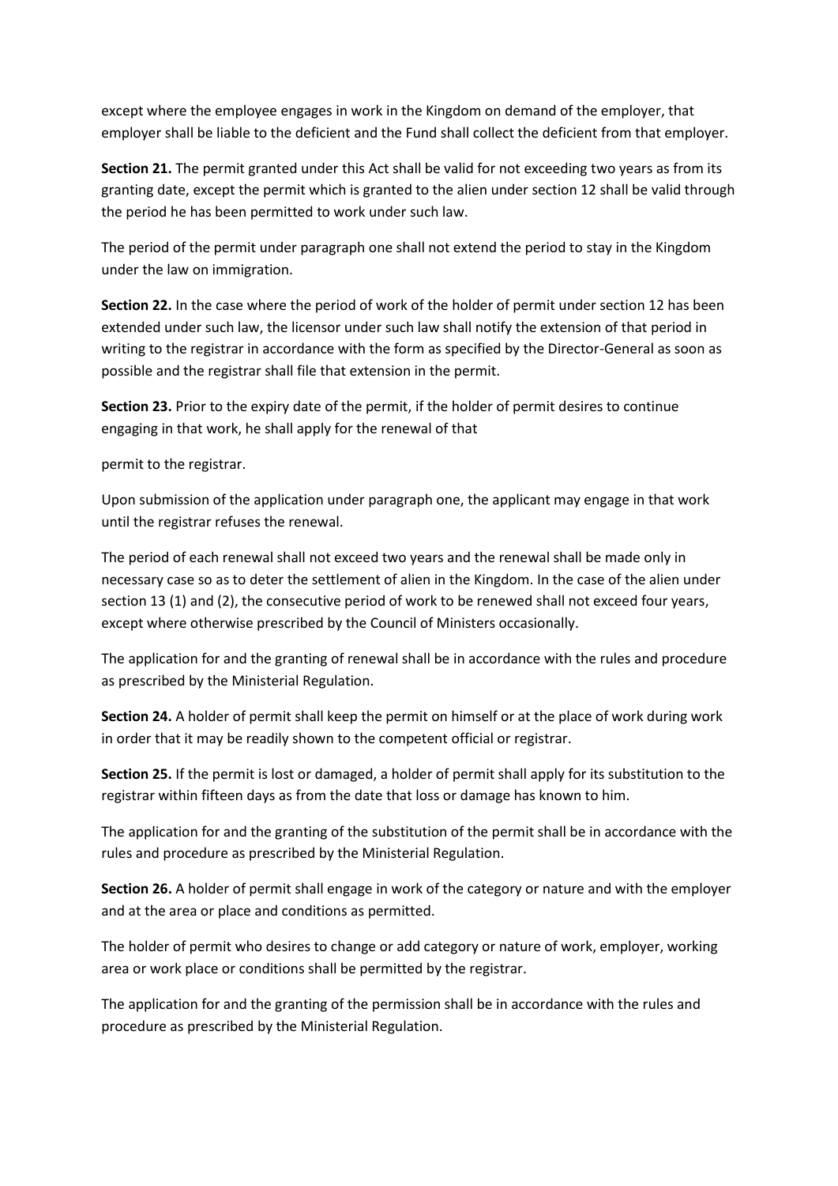except where the employee engages in work in the Kingdom on demand of the employer, that employer shall be liable to the deficient and the Fund shall collect the deficient from that employer.

**Section 21.** The permit granted under this Act shall be valid for not exceeding two years as from its granting date, except the permit which is granted to the alien under section 12 shall be valid through the period he has been permitted to work under such law.

The period of the permit under paragraph one shall not extend the period to stay in the Kingdom under the law on immigration.

**Section 22.** In the case where the period of work of the holder of permit under section 12 has been extended under such law, the licensor under such law shall notify the extension of that period in writing to the registrar in accordance with the form as specified by the Director-General as soon as possible and the registrar shall file that extension in the permit.

**Section 23.** Prior to the expiry date of the permit, if the holder of permit desires to continue engaging in that work, he shall apply for the renewal of that

permit to the registrar.

Upon submission of the application under paragraph one, the applicant may engage in that work until the registrar refuses the renewal.

The period of each renewal shall not exceed two years and the renewal shall be made only in necessary case so as to deter the settlement of alien in the Kingdom. In the case of the alien under section 13 (1) and (2), the consecutive period of work to be renewed shall not exceed four years, except where otherwise prescribed by the Council of Ministers occasionally.

The application for and the granting of renewal shall be in accordance with the rules and procedure as prescribed by the Ministerial Regulation.

**Section 24.** A holder of permit shall keep the permit on himself or at the place of work during work in order that it may be readily shown to the competent official or registrar.

**Section 25.** If the permit is lost or damaged, a holder of permit shall apply for its substitution to the registrar within fifteen days as from the date that loss or damage has known to him.

The application for and the granting of the substitution of the permit shall be in accordance with the rules and procedure as prescribed by the Ministerial Regulation.

**Section 26.** A holder of permit shall engage in work of the category or nature and with the employer and at the area or place and conditions as permitted.

The holder of permit who desires to change or add category or nature of work, employer, working area or work place or conditions shall be permitted by the registrar.

The application for and the granting of the permission shall be in accordance with the rules and procedure as prescribed by the Ministerial Regulation.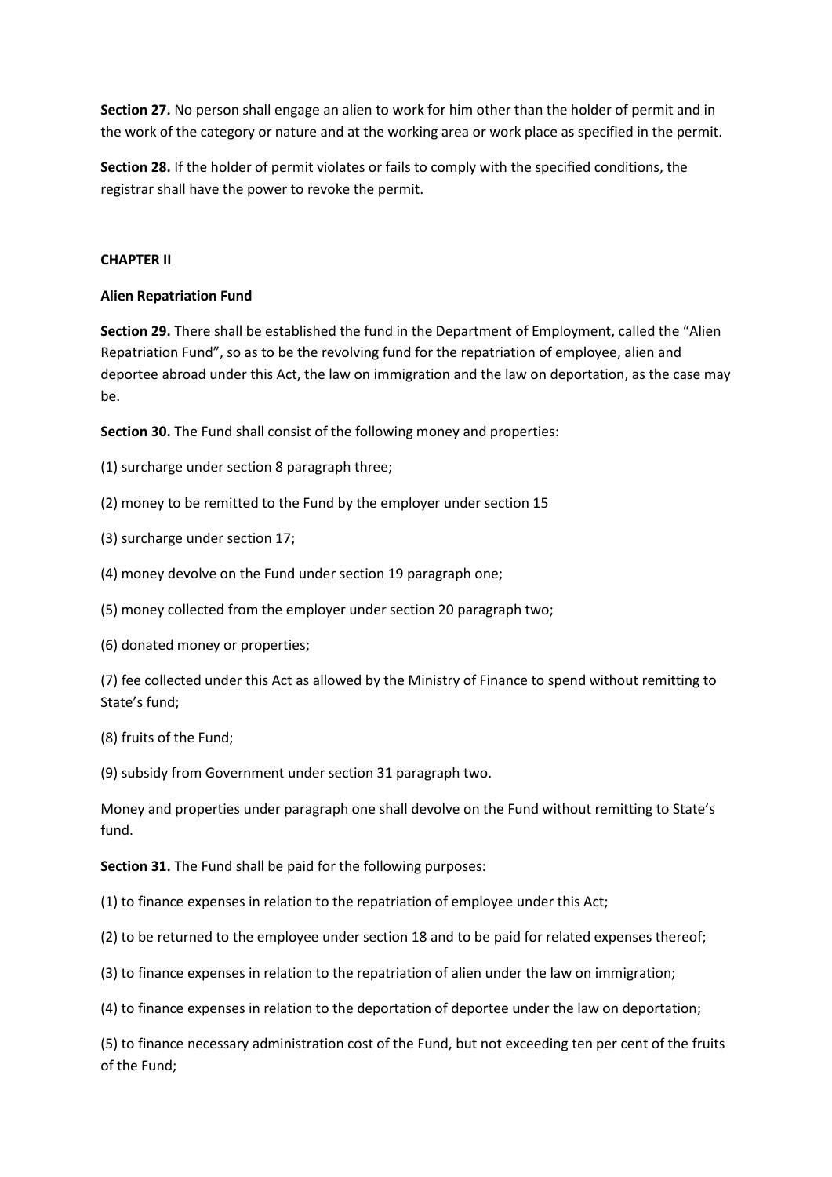**Section 27.** No person shall engage an alien to work for him other than the holder of permit and in the work of the category or nature and at the working area or work place as specified in the permit.

**Section 28.** If the holder of permit violates or fails to comply with the specified conditions, the registrar shall have the power to revoke the permit.

## CHAPTER II

### Alien Repatriation Fund

**Section 29.** There shall be established the fund in the Department of Employment, called the "Alien Repatriation Fund", so as to be the revolving fund for the repatriation of employee, alien and deportee abroad under this Act, the law on immigration and the law on deportation, as the case may be.

**Section 30.** The Fund shall consist of the following money and properties:

(1) surcharge under section 8 paragraph three;

(2) money to be remitted to the Fund by the employer under section 15

(3) surcharge under section 17;

(4) money devolve on the Fund under section 19 paragraph one;

(5) money collected from the employer under section 20 paragraph two;

(6) donated money or properties;

(7) fee collected under this Act as allowed by the Ministry of Finance to spend without remitting to State's fund;

(8) fruits of the Fund;

(9) subsidy from Government under section 31 paragraph two.

Money and properties under paragraph one shall devolve on the Fund without remitting to State's fund.

**Section 31.** The Fund shall be paid for the following purposes:

(1) to finance expenses in relation to the repatriation of employee under this Act;

(2) to be returned to the employee under section 18 and to be paid for related expenses thereof;

(3) to finance expenses in relation to the repatriation of alien under the law on immigration;

(4) to finance expenses in relation to the deportation of deportee under the law on deportation;

(5) to finance necessary administration cost of the Fund, but not exceeding ten per cent of the fruits of the Fund;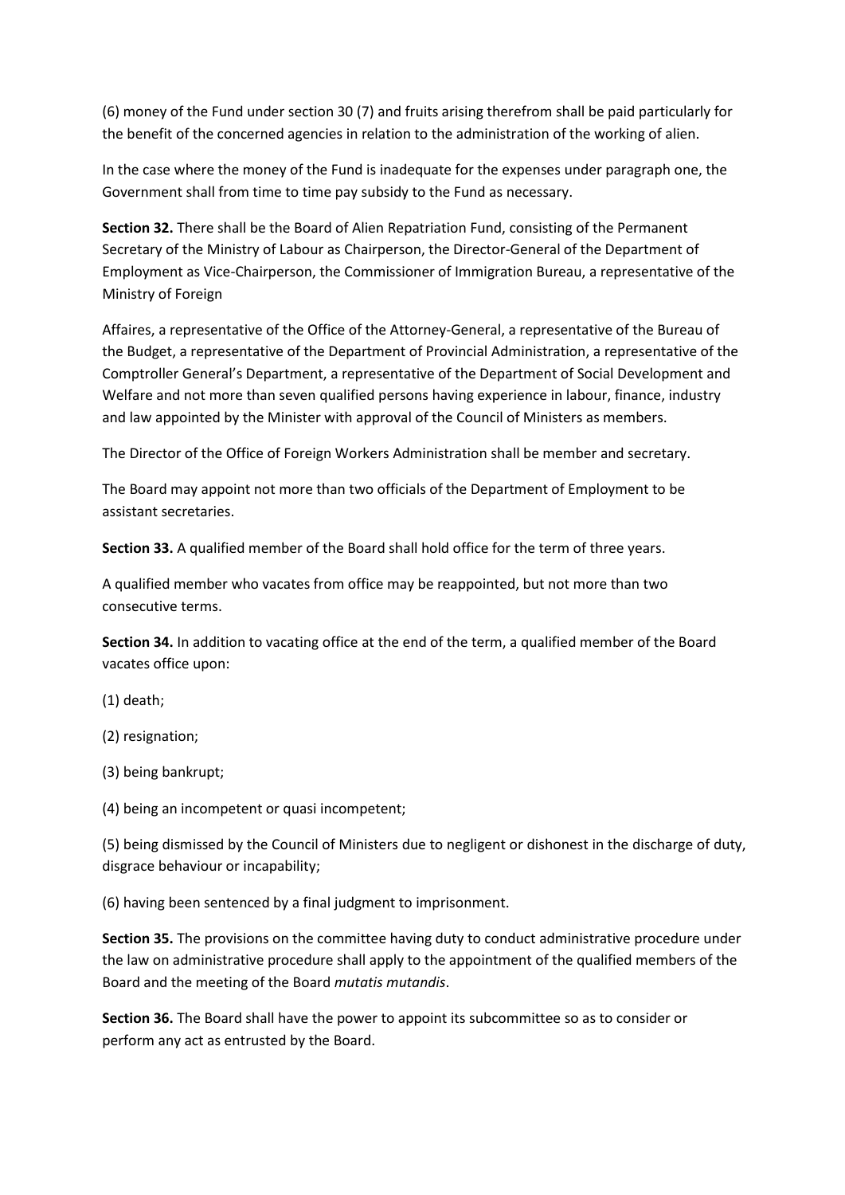(6) money of the Fund under section 30 (7) and fruits arising therefrom shall be paid particularly for the benefit of the concerned agencies in relation to the administration of the working of alien.

In the case where the money of the Fund is inadequate for the expenses under paragraph one, the Government shall from time to time pay subsidy to the Fund as necessary.

**Section 32.** There shall be the Board of Alien Repatriation Fund, consisting of the Permanent Secretary of the Ministry of Labour as Chairperson, the Director-General of the Department of Employment as Vice-Chairperson, the Commissioner of Immigration Bureau, a representative of the Ministry of Foreign

Affaires, a representative of the Office of the Attorney-General, a representative of the Bureau of the Budget, a representative of the Department of Provincial Administration, a representative of the Comptroller General's Department, a representative of the Department of Social Development and Welfare and not more than seven qualified persons having experience in labour, finance, industry and law appointed by the Minister with approval of the Council of Ministers as members.

The Director of the Office of Foreign Workers Administration shall be member and secretary.

The Board may appoint not more than two officials of the Department of Employment to be assistant secretaries.

**Section 33.** A qualified member of the Board shall hold office for the term of three years.

A qualified member who vacates from office may be reappointed, but not more than two consecutive terms.

**Section 34.** In addition to vacating office at the end of the term, a qualified member of the Board vacates office upon:

(1) death;

(2) resignation;

(3) being bankrupt;

(4) being an incompetent or quasi incompetent;

(5) being dismissed by the Council of Ministers due to negligent or dishonest in the discharge of duty, disgrace behaviour or incapability;

(6) having been sentenced by a final judgment to imprisonment.

**Section 35.** The provisions on the committee having duty to conduct administrative procedure under the law on administrative procedure shall apply to the appointment of the qualified members of the Board and the meeting of the Board *mutatis mutandis*.

**Section 36.** The Board shall have the power to appoint its subcommittee so as to consider or perform any act as entrusted by the Board.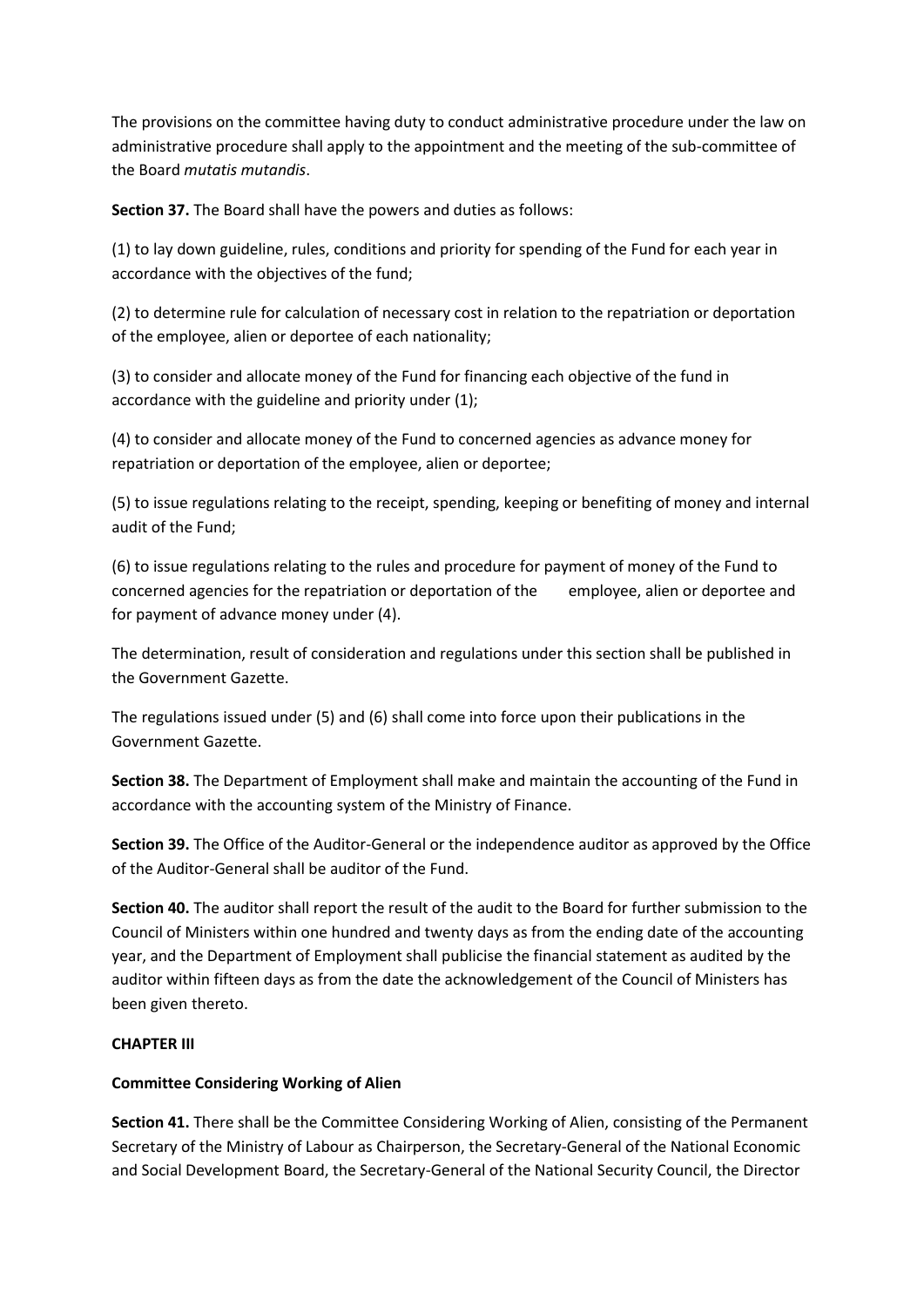The provisions on the committee having duty to conduct administrative procedure under the law on administrative procedure shall apply to the appointment and the meeting of the sub-committee of the Board *mutatis mutandis*.

**Section 37.** The Board shall have the powers and duties as follows:

(1) to lay down guideline, rules, conditions and priority for spending of the Fund for each year in accordance with the objectives of the fund;

(2) to determine rule for calculation of necessary cost in relation to the repatriation or deportation of the employee, alien or deportee of each nationality;

(3) to consider and allocate money of the Fund for financing each objective of the fund in accordance with the guideline and priority under (1);

(4) to consider and allocate money of the Fund to concerned agencies as advance money for repatriation or deportation of the employee, alien or deportee;

(5) to issue regulations relating to the receipt, spending, keeping or benefiting of money and internal audit of the Fund;

(6) to issue regulations relating to the rules and procedure for payment of money of the Fund to concerned agencies for the repatriation or deportation of the employee, alien or deportee and for payment of advance money under (4).

The determination, result of consideration and regulations under this section shall be published in the Government Gazette.

The regulations issued under (5) and (6) shall come into force upon their publications in the Government Gazette.

**Section 38.** The Department of Employment shall make and maintain the accounting of the Fund in accordance with the accounting system of the Ministry of Finance.

**Section 39.** The Office of the Auditor-General or the independence auditor as approved by the Office of the Auditor-General shall be auditor of the Fund.

**Section 40.** The auditor shall report the result of the audit to the Board for further submission to the Council of Ministers within one hundred and twenty days as from the ending date of the accounting year, and the Department of Employment shall publicise the financial statement as audited by the auditor within fifteen days as from the date the acknowledgement of the Council of Ministers has been given thereto.

**CHAPTER III**

**Committee Considering Working of Alien**

**Section 41.** There shall be the Committee Considering Working of Alien, consisting of the Permanent Secretary of the Ministry of Labour as Chairperson, the Secretary-General of the National Economic and Social Development Board, the Secretary-General of the National Security Council, the Director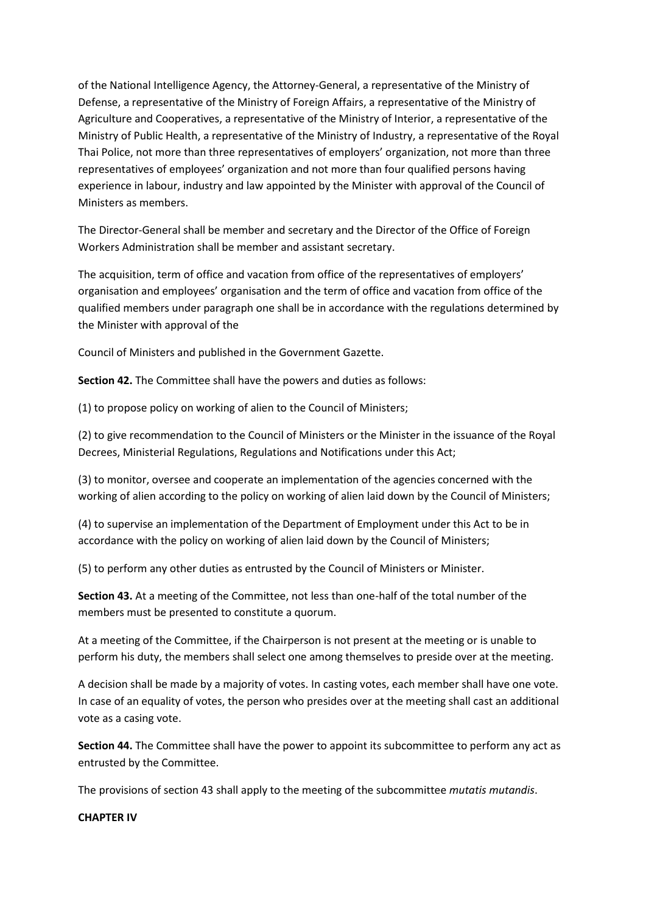of the National Intelligence Agency, the Attorney-General, a representative of the Ministry of Defense, a representative of the Ministry of Foreign Affairs, a representative of the Ministry of Agriculture and Cooperatives, a representative of the Ministry of Interior, a representative of the Ministry of Public Health, a representative of the Ministry of Industry, a representative of the Royal Thai Police, not more than three representatives of employers' organization, not more than three representatives of employees' organization and not more than four qualified persons having experience in labour, industry and law appointed by the Minister with approval of the Council of Ministers as members.

The Director-General shall be member and secretary and the Director of the Office of Foreign Workers Administration shall be member and assistant secretary.

The acquisition, term of office and vacation from office of the representatives of employers' organisation and employees' organisation and the term of office and vacation from office of the qualified members under paragraph one shall be in accordance with the regulations determined by the Minister with approval of the

Council of Ministers and published in the Government Gazette.

**Section 42.** The Committee shall have the powers and duties as follows:

(1) to propose policy on working of alien to the Council of Ministers;

(2) to give recommendation to the Council of Ministers or the Minister in the issuance of the Royal Decrees, Ministerial Regulations, Regulations and Notifications under this Act;

(3) to monitor, oversee and cooperate an implementation of the agencies concerned with the working of alien according to the policy on working of alien laid down by the Council of Ministers;

(4) to supervise an implementation of the Department of Employment under this Act to be in accordance with the policy on working of alien laid down by the Council of Ministers;

(5) to perform any other duties as entrusted by the Council of Ministers or Minister.

**Section 43.** At a meeting of the Committee, not less than one-half of the total number of the members must be presented to constitute a quorum.

At a meeting of the Committee, if the Chairperson is not present at the meeting or is unable to perform his duty, the members shall select one among themselves to preside over at the meeting.

A decision shall be made by a majority of votes. In casting votes, each member shall have one vote. In case of an equality of votes, the person who presides over at the meeting shall cast an additional vote as a casing vote.

**Section 44.** The Committee shall have the power to appoint its subcommittee to perform any act as entrusted by the Committee.

The provisions of section 43 shall apply to the meeting of the subcommittee *mutatis mutandis*.

**CHAPTER IV**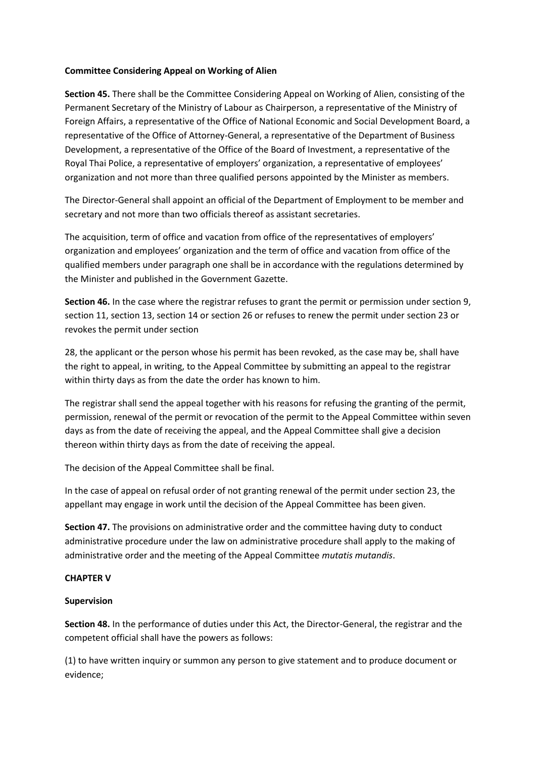**Committee Considering Appeal on Working of Alien**

**Section 45.** There shall be the Committee Considering Appeal on Working of Alien, consisting of the Permanent Secretary of the Ministry of Labour as Chairperson, a representative of the Ministry of Foreign Affairs, a representative of the Office of National Economic and Social Development Board, a representative of the Office of Attorney-General, a representative of the Department of Business Development, a representative of the Office of the Board of Investment, a representative of the Royal Thai Police, a representative of employers' organization, a representative of employees' organization and not more than three qualified persons appointed by the Minister as members.

The Director-General shall appoint an official of the Department of Employment to be member and secretary and not more than two officials thereof as assistant secretaries.

The acquisition, term of office and vacation from office of the representatives of employers' organization and employees' organization and the term of office and vacation from office of the qualified members under paragraph one shall be in accordance with the regulations determined by the Minister and published in the Government Gazette.

**Section 46.** In the case where the registrar refuses to grant the permit or permission under section 9, section 11, section 13, section 14 or section 26 or refuses to renew the permit under section 23 or revokes the permit under section

28, the applicant or the person whose his permit has been revoked, as the case may be, shall have the right to appeal, in writing, to the Appeal Committee by submitting an appeal to the registrar within thirty days as from the date the order has known to him.

The registrar shall send the appeal together with his reasons for refusing the granting of the permit, permission, renewal of the permit or revocation of the permit to the Appeal Committee within seven days as from the date of receiving the appeal, and the Appeal Committee shall give a decision thereon within thirty days as from the date of receiving the appeal.

The decision of the Appeal Committee shall be final.

In the case of appeal on refusal order of not granting renewal of the permit under section 23, the appellant may engage in work until the decision of the Appeal Committee has been given.

**Section 47.** The provisions on administrative order and the committee having duty to conduct administrative procedure under the law on administrative procedure shall apply to the making of administrative order and the meeting of the Appeal Committee *mutatis mutandis*.

**CHAPTER V**

**Supervision**

**Section 48.** In the performance of duties under this Act, the Director-General, the registrar and the competent official shall have the powers as follows:

(1) to have written inquiry or summon any person to give statement and to produce document or evidence;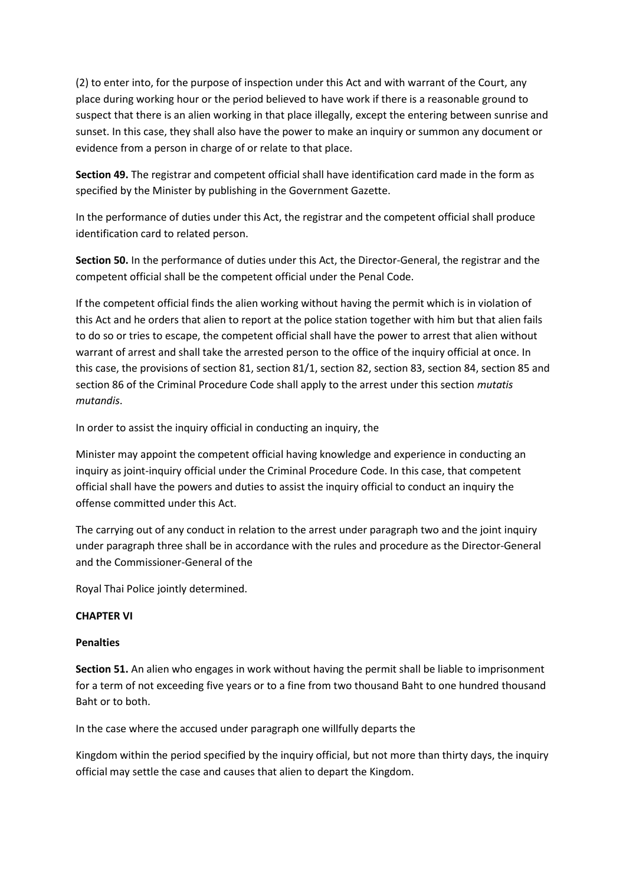(2) to enter into, for the purpose of inspection under this Act and with warrant of the Court, any place during working hour or the period believed to have work if there is a reasonable ground to suspect that there is an alien working in that place illegally, except the entering between sunrise and sunset. In this case, they shall also have the power to make an inquiry or summon any document or evidence from a person in charge of or relate to that place.

**Section 49.** The registrar and competent official shall have identification card made in the form as specified by the Minister by publishing in the Government Gazette.

In the performance of duties under this Act, the registrar and the competent official shall produce identification card to related person.

**Section 50.** In the performance of duties under this Act, the Director-General, the registrar and the competent official shall be the competent official under the Penal Code.

If the competent official finds the alien working without having the permit which is in violation of this Act and he orders that alien to report at the police station together with him but that alien fails to do so or tries to escape, the competent official shall have the power to arrest that alien without warrant of arrest and shall take the arrested person to the office of the inquiry official at once. In this case, the provisions of section 81, section 81/1, section 82, section 83, section 84, section 85 and section 86 of the Criminal Procedure Code shall apply to the arrest under this section *mutatis mutandis*.

In order to assist the inquiry official in conducting an inquiry, the

Minister may appoint the competent official having knowledge and experience in conducting an inquiry as joint-inquiry official under the Criminal Procedure Code. In this case, that competent official shall have the powers and duties to assist the inquiry official to conduct an inquiry the offense committed under this Act.

The carrying out of any conduct in relation to the arrest under paragraph two and the joint inquiry under paragraph three shall be in accordance with the rules and procedure as the Director-General and the Commissioner-General of the

Royal Thai Police jointly determined.

## CHAPTER VI

## Penalties

**Section 51.** An alien who engages in work without having the permit shall be liable to imprisonment for a term of not exceeding five years or to a fine from two thousand Baht to one hundred thousand Baht or to both.

In the case where the accused under paragraph one willfully departs the

Kingdom within the period specified by the inquiry official, but not more than thirty days, the inquiry official may settle the case and causes that alien to depart the Kingdom.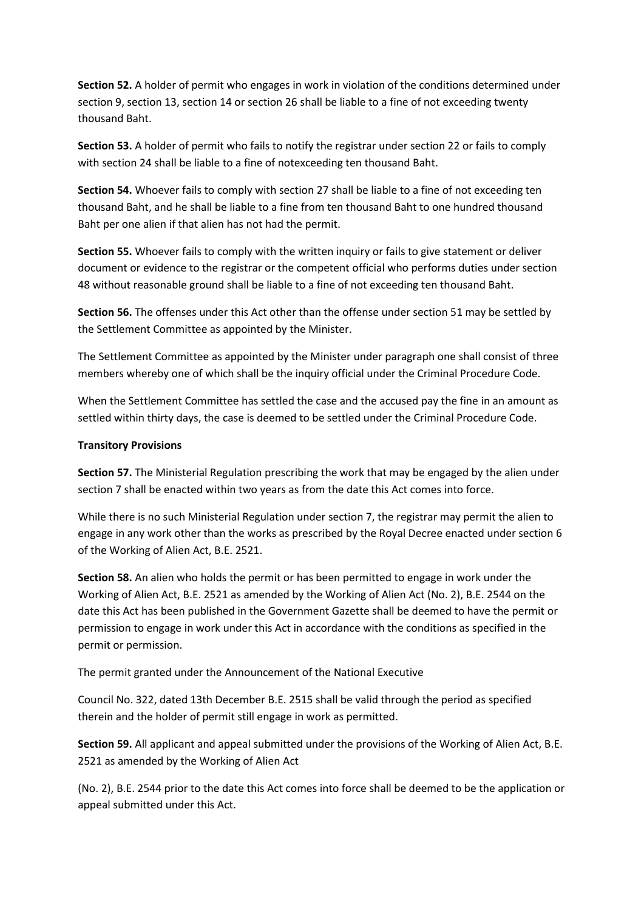**Section 52.** A holder of permit who engages in work in violation of the conditions determined under section 9, section 13, section 14 or section 26 shall be liable to a fine of not exceeding twenty thousand Baht.

**Section 53.** A holder of permit who fails to notify the registrar under section 22 or fails to comply with section 24 shall be liable to a fine of notexceeding ten thousand Baht.

**Section 54.** Whoever fails to comply with section 27 shall be liable to a fine of not exceeding ten thousand Baht, and he shall be liable to a fine from ten thousand Baht to one hundred thousand Baht per one alien if that alien has not had the permit.

**Section 55.** Whoever fails to comply with the written inquiry or fails to give statement or deliver document or evidence to the registrar or the competent official who performs duties under section 48 without reasonable ground shall be liable to a fine of not exceeding ten thousand Baht.

**Section 56.** The offenses under this Act other than the offense under section 51 may be settled by the Settlement Committee as appointed by the Minister.

The Settlement Committee as appointed by the Minister under paragraph one shall consist of three members whereby one of which shall be the inquiry official under the Criminal Procedure Code.

When the Settlement Committee has settled the case and the accused pay the fine in an amount as settled within thirty days, the case is deemed to be settled under the Criminal Procedure Code.

**Transitory Provisions**

**Section 57.** The Ministerial Regulation prescribing the work that may be engaged by the alien under section 7 shall be enacted within two years as from the date this Act comes into force.

While there is no such Ministerial Regulation under section 7, the registrar may permit the alien to engage in any work other than the works as prescribed by the Royal Decree enacted under section 6 of the Working of Alien Act, B.E. 2521.

**Section 58.** An alien who holds the permit or has been permitted to engage in work under the Working of Alien Act, B.E. 2521 as amended by the Working of Alien Act (No. 2), B.E. 2544 on the date this Act has been published in the Government Gazette shall be deemed to have the permit or permission to engage in work under this Act in accordance with the conditions as specified in the permit or permission.

The permit granted under the Announcement of the National Executive

Council No. 322, dated 13th December B.E. 2515 shall be valid through the period as specified therein and the holder of permit still engage in work as permitted.

**Section 59.** All applicant and appeal submitted under the provisions of the Working of Alien Act, B.E. 2521 as amended by the Working of Alien Act

(No. 2), B.E. 2544 prior to the date this Act comes into force shall be deemed to be the application or appeal submitted under this Act.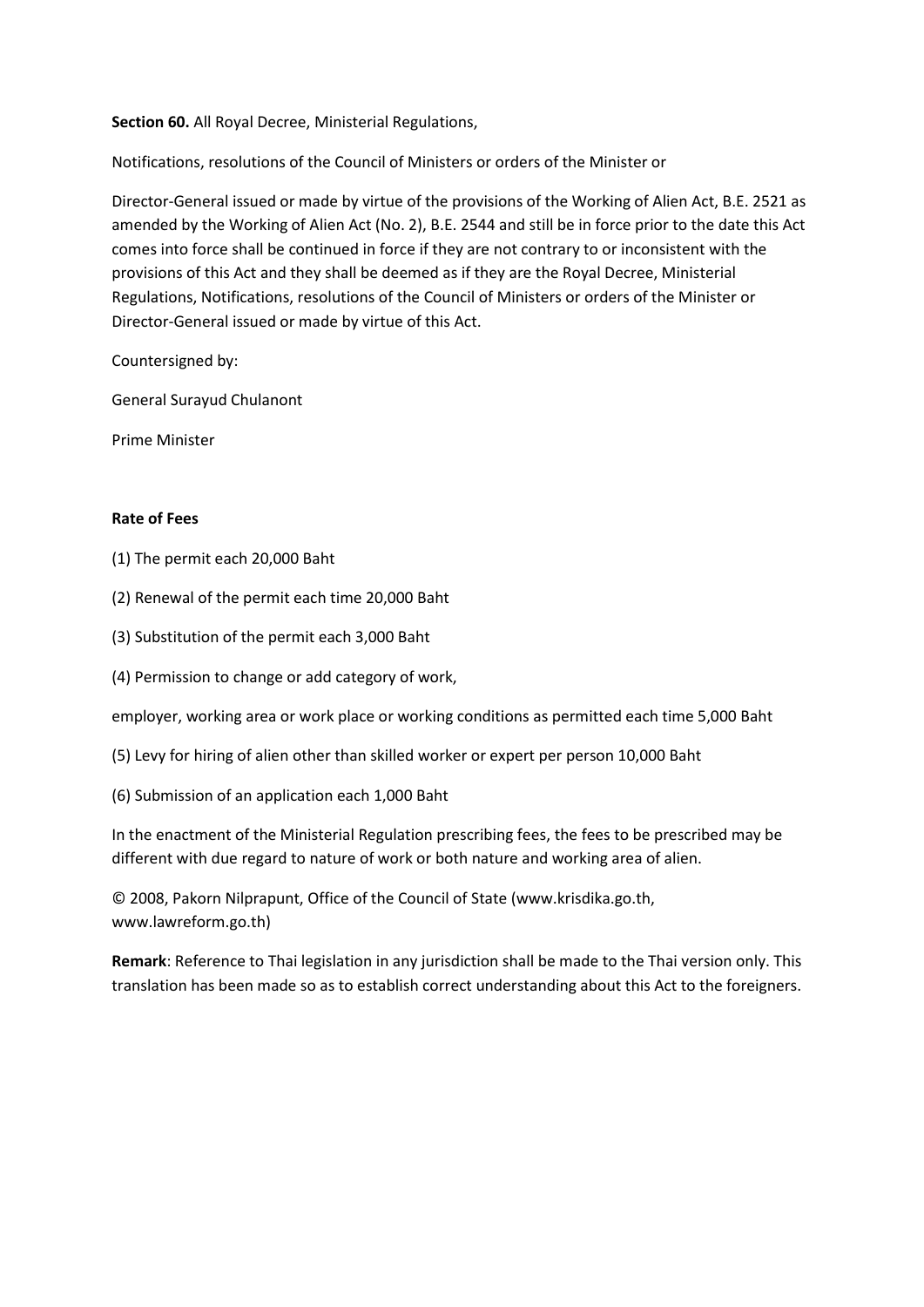**Section 60.** All Royal Decree, Ministerial Regulations,

Notifications, resolutions of the Council of Ministers or orders of the Minister or

Director-General issued or made by virtue of the provisions of the Working of Alien Act, B.E. 2521 as amended by the Working of Alien Act (No. 2), B.E. 2544 and still be in force prior to the date this Act comes into force shall be continued in force if they are not contrary to or inconsistent with the provisions of this Act and they shall be deemed as if they are the Royal Decree, Ministerial Regulations, Notifications, resolutions of the Council of Ministers or orders of the Minister or Director-General issued or made by virtue of this Act.

Countersigned by:

General Surayud Chulanont

Prime Minister

**Rate of Fees**

(1) The permit each 20,000 Baht

(2) Renewal of the permit each time 20,000 Baht

(3) Substitution of the permit each 3,000 Baht

(4) Permission to change or add category of work,

employer, working area or work place or working conditions as permitted each time 5,000 Baht

(5) Levy for hiring of alien other than skilled worker or expert per person 10,000 Baht

(6) Submission of an application each 1,000 Baht

In the enactment of the Ministerial Regulation prescribing fees, the fees to be prescribed may be different with due regard to nature of work or both nature and working area of alien.

© 2008, Pakorn Nilprapunt, Office of the Council of State (www.krisdika.go.th, www.lawreform.go.th)

**Remark**: Reference to Thai legislation in any jurisdiction shall be made to the Thai version only. This translation has been made so as to establish correct understanding about this Act to the foreigners.